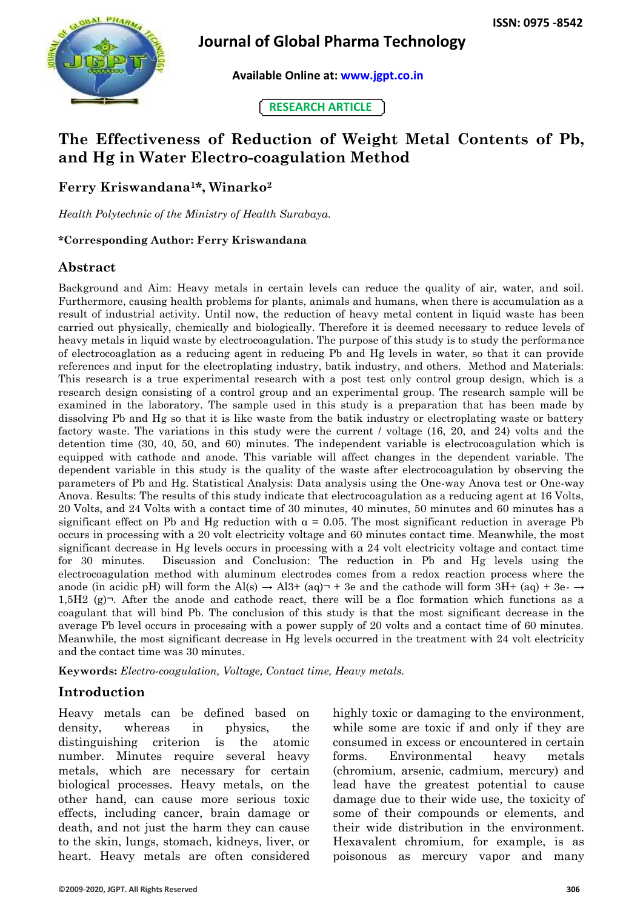ISSN: 0975 -8542

# Journal of Global Pharma Technology

Available Online at: www.jgpt.co.in

RESEARCH ARTICLE

# The Effectiveness of Reduction of Weight Metal Contents of Pb, and Hg in Water Electro-coagulation Method

**Ferry Kriswandana[1]*, Winarko[2]**

*Health Polytechnic of the Ministry of Health Surabaya.*

**\*Corresponding Author: Ferry Kriswandana**

## Abstract

Background and Aim: Heavy metals in certain levels can reduce the quality of air, water, and soil. Furthermore, causing health problems for plants, animals and humans, when there is accumulation as a result of industrial activity. Until now, the reduction of heavy metal content in liquid waste has been carried out physically, chemically and biologically. Therefore it is deemed necessary to reduce levels of heavy metals in liquid waste by electrocoagulation. The purpose of this study is to study the performance of electrocoaglation as a reducing agent in reducing Pb and Hg levels in water, so that it can provide references and input for the electroplating industry, batik industry, and others. Method and Materials: This research is a true experimental research with a post test only control group design, which is a research design consisting of a control group and an experimental group. The research sample will be examined in the laboratory. The sample used in this study is a preparation that has been made by dissolving Pb and Hg so that it is like waste from the batik industry or electroplating waste or battery factory waste. The variations in this study were the current / voltage (16, 20, and 24) volts and the detention time (30, 40, 50, and 60) minutes. The independent variable is electrocoagulation which is equipped with cathode and anode. This variable will affect changes in the dependent variable. The dependent variable in this study is the quality of the waste after electrocoagulation by observing the parameters of Pb and Hg. Statistical Analysis: Data analysis using the One-way Anova test or One-way Anova. Results: The results of this study indicate that electrocoagulation as a reducing agent at 16 Volts, 20 Volts, and 24 Volts with a contact time of 30 minutes, 40 minutes, 50 minutes and 60 minutes has a significant effect on Pb and Hg reduction with $\alpha = 0.05$. The most significant reduction in average Pb occurs in processing with a 20 volt electricity voltage and 60 minutes contact time. Meanwhile, the most significant decrease in Hg levels occurs in processing with a 24 volt electricity voltage and contact time for 30 minutes. Discussion and Conclusion: The reduction in Pb and Hg levels using the electrocoagulation method with aluminum electrodes comes from a redox reaction process where the anode (in acidic pH) will form the $Al(s) \rightarrow Al^{3+}(aq) + 3e$ and the cathode will form $3H^{+}(aq) + 3e^{-} \rightarrow 1{,}5H_2(g)$. After the anode and cathode react, there will be a floc formation which functions as a coagulant that will bind Pb. The conclusion of this study is that the most significant decrease in the average Pb level occurs in processing with a power supply of 20 volts and a contact time of 60 minutes. Meanwhile, the most significant decrease in Hg levels occurred in the treatment with 24 volt electricity and the contact time was 30 minutes.

**Keywords:** *Electro-coagulation, Voltage, Contact time, Heavy metals.*

## Introduction

Heavy metals can be defined based on density, whereas in physics, the distinguishing criterion is the atomic number. Minutes require several heavy metals, which are necessary for certain biological processes. Heavy metals, on the other hand, can cause more serious toxic effects, including cancer, brain damage or death, and not just the harm they can cause to the skin, lungs, stomach, kidneys, liver, or heart. Heavy metals are often considered highly toxic or damaging to the environment, while some are toxic if and only if they are consumed in excess or encountered in certain forms. Environmental heavy metals (chromium, arsenic, cadmium, mercury) and lead have the greatest potential to cause damage due to their wide use, the toxicity of some of their compounds or elements, and their wide distribution in the environment. Hexavalent chromium, for example, is as poisonous as mercury vapor and many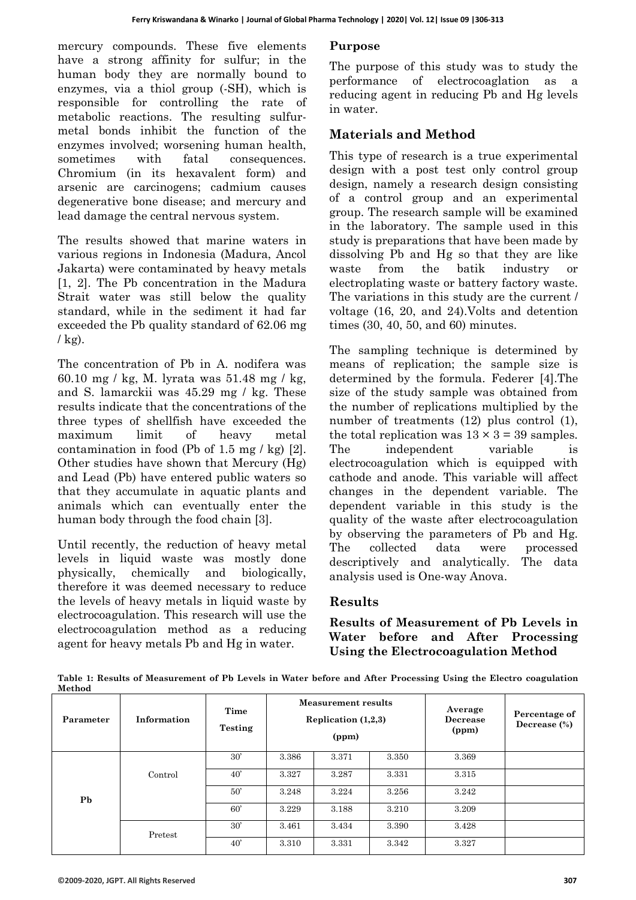mercury compounds. These five elements have a strong affinity for sulfur; in the human body they are normally bound to enzymes, via a thiol group (-SH), which is responsible for controlling the rate of metabolic reactions. The resulting sulfur-metal bonds inhibit the function of the enzymes involved; worsening human health, sometimes with fatal consequences. Chromium (in its hexavalent form) and arsenic are carcinogens; cadmium causes degenerative bone disease; and mercury and lead damage the central nervous system.

The results showed that marine waters in various regions in Indonesia (Madura, Ancol Jakarta) were contaminated by heavy metals [1, 2]. The Pb concentration in the Madura Strait water was still below the quality standard, while in the sediment it had far exceeded the Pb quality standard of 62.06 mg / kg).

The concentration of Pb in A. nodifera was 60.10 mg / kg, M. lyrata was 51.48 mg / kg, and S. lamarckii was 45.29 mg / kg. These results indicate that the concentrations of the three types of shellfish have exceeded the maximum limit of heavy metal contamination in food (Pb of 1.5 mg / kg) [2]. Other studies have shown that Mercury (Hg) and Lead (Pb) have entered public waters so that they accumulate in aquatic plants and animals which can eventually enter the human body through the food chain [3].

Until recently, the reduction of heavy metal levels in liquid waste was mostly done physically, chemically and biologically, therefore it was deemed necessary to reduce the levels of heavy metals in liquid waste by electrocoagulation. This research will use the electrocoagulation method as a reducing agent for heavy metals Pb and Hg in water.

## Purpose

The purpose of this study was to study the performance of electrocoaglation as a reducing agent in reducing Pb and Hg levels in water.

## Materials and Method

This type of research is a true experimental design with a post test only control group design, namely a research design consisting of a control group and an experimental group. The research sample will be examined in the laboratory. The sample used in this study is preparations that have been made by dissolving Pb and Hg so that they are like waste from the batik industry or electroplating waste or battery factory waste. The variations in this study are the current / voltage (16, 20, and 24).Volts and detention times (30, 40, 50, and 60) minutes.

The sampling technique is determined by means of replication; the sample size is determined by the formula. Federer [4].The size of the study sample was obtained from the number of replications multiplied by the number of treatments (12) plus control (1), the total replication was $13 \times 3 = 39$ samples. The independent variable is electrocoagulation which is equipped with cathode and anode. This variable will affect changes in the dependent variable. The dependent variable in this study is the quality of the waste after electrocoagulation by observing the parameters of Pb and Hg. The collected data were processed descriptively and analytically. The data analysis used is One-way Anova.

## Results

### Results of Measurement of Pb Levels in Water before and After Processing Using the Electrocoagulation Method

**Table 1: Results of Measurement of Pb Levels in Water before and After Processing Using the Electro coagulation Method**

| Parameter | Information | Time Testing | Measurement results Replication (1,2,3) (ppm) | | | Average Decrease (ppm) | Percentage of Decrease (%) |
|---|---|---|---|---|---|---|---|
| Pb | Control | 30' | 3.386 | 3.371 | 3.350 | 3.369 | |
| | | 40' | 3.327 | 3.287 | 3.331 | 3.315 | |
| | | 50' | 3.248 | 3.224 | 3.256 | 3.242 | |
| | | 60' | 3.229 | 3.188 | 3.210 | 3.209 | |
| | Pretest | 30' | 3.461 | 3.434 | 3.390 | 3.428 | |
| | | 40' | 3.310 | 3.331 | 3.342 | 3.327 | |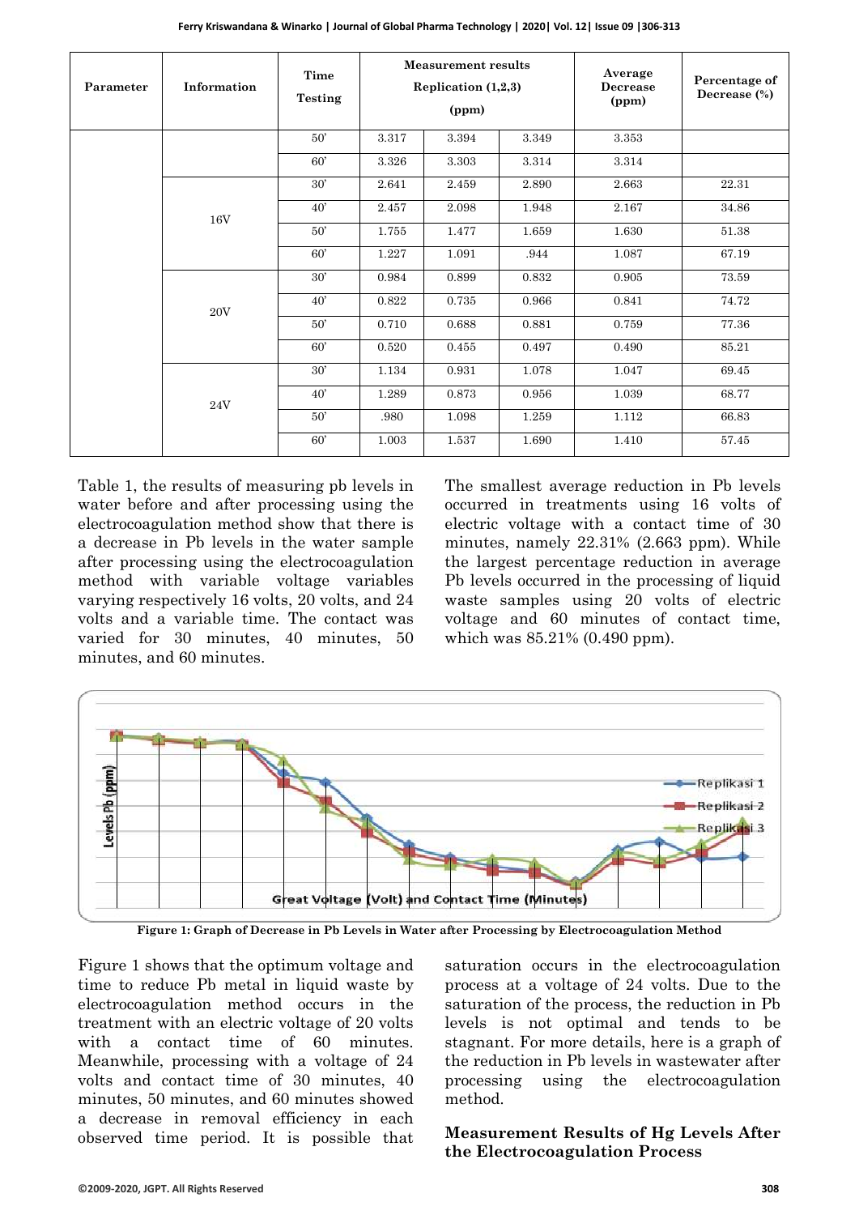| Parameter | Information | Time Testing | Measurement results Replication (1,2,3) (ppm) | | | Average Decrease (ppm) | Percentage of Decrease (%) |
|---|---|---|---|---|---|---|---|
| | | 50' | 3.317 | 3.394 | 3.349 | 3.353 | |
| | | 60' | 3.326 | 3.303 | 3.314 | 3.314 | |
| | 16V | 30' | 2.641 | 2.459 | 2.890 | 2.663 | 22.31 |
| | | 40' | 2.457 | 2.098 | 1.948 | 2.167 | 34.86 |
| | | 50' | 1.755 | 1.477 | 1.659 | 1.630 | 51.38 |
| | | 60' | 1.227 | 1.091 | .944 | 1.087 | 67.19 |
| | 20V | 30' | 0.984 | 0.899 | 0.832 | 0.905 | 73.59 |
| | | 40' | 0.822 | 0.735 | 0.966 | 0.841 | 74.72 |
| | | 50' | 0.710 | 0.688 | 0.881 | 0.759 | 77.36 |
| | | 60' | 0.520 | 0.455 | 0.497 | 0.490 | 85.21 |
| | 24V | 30' | 1.134 | 0.931 | 1.078 | 1.047 | 69.45 |
| | | 40' | 1.289 | 0.873 | 0.956 | 1.039 | 68.77 |
| | | 50' | .980 | 1.098 | 1.259 | 1.112 | 66.83 |
| | | 60' | 1.003 | 1.537 | 1.690 | 1.410 | 57.45 |

Table 1, the results of measuring pb levels in water before and after processing using the electrocoagulation method show that there is a decrease in Pb levels in the water sample after processing using the electrocoagulation method with variable voltage variables varying respectively 16 volts, 20 volts, and 24 volts and a variable time. The contact was varied for 30 minutes, 40 minutes, 50 minutes, and 60 minutes.

The smallest average reduction in Pb levels occurred in treatments using 16 volts of electric voltage with a contact time of 30 minutes, namely 22.31% (2.663 ppm). While the largest percentage reduction in average Pb levels occurred in the processing of liquid waste samples using 20 volts of electric voltage and 60 minutes of contact time, which was 85.21% (0.490 ppm).

Figure 1: Graph of Decrease in Pb Levels in Water after Processing by Electrocoagulation Method

Figure 1 shows that the optimum voltage and time to reduce Pb metal in liquid waste by electrocoagulation method occurs in the treatment with an electric voltage of 20 volts with a contact time of 60 minutes. Meanwhile, processing with a voltage of 24 volts and contact time of 30 minutes, 40 minutes, 50 minutes, and 60 minutes showed a decrease in removal efficiency in each observed time period. It is possible that saturation occurs in the electrocoagulation process at a voltage of 24 volts. Due to the saturation of the process, the reduction in Pb levels is not optimal and tends to be stagnant. For more details, here is a graph of the reduction in Pb levels in wastewater after processing using the electrocoagulation method.

## Measurement Results of Hg Levels After the Electrocoagulation Process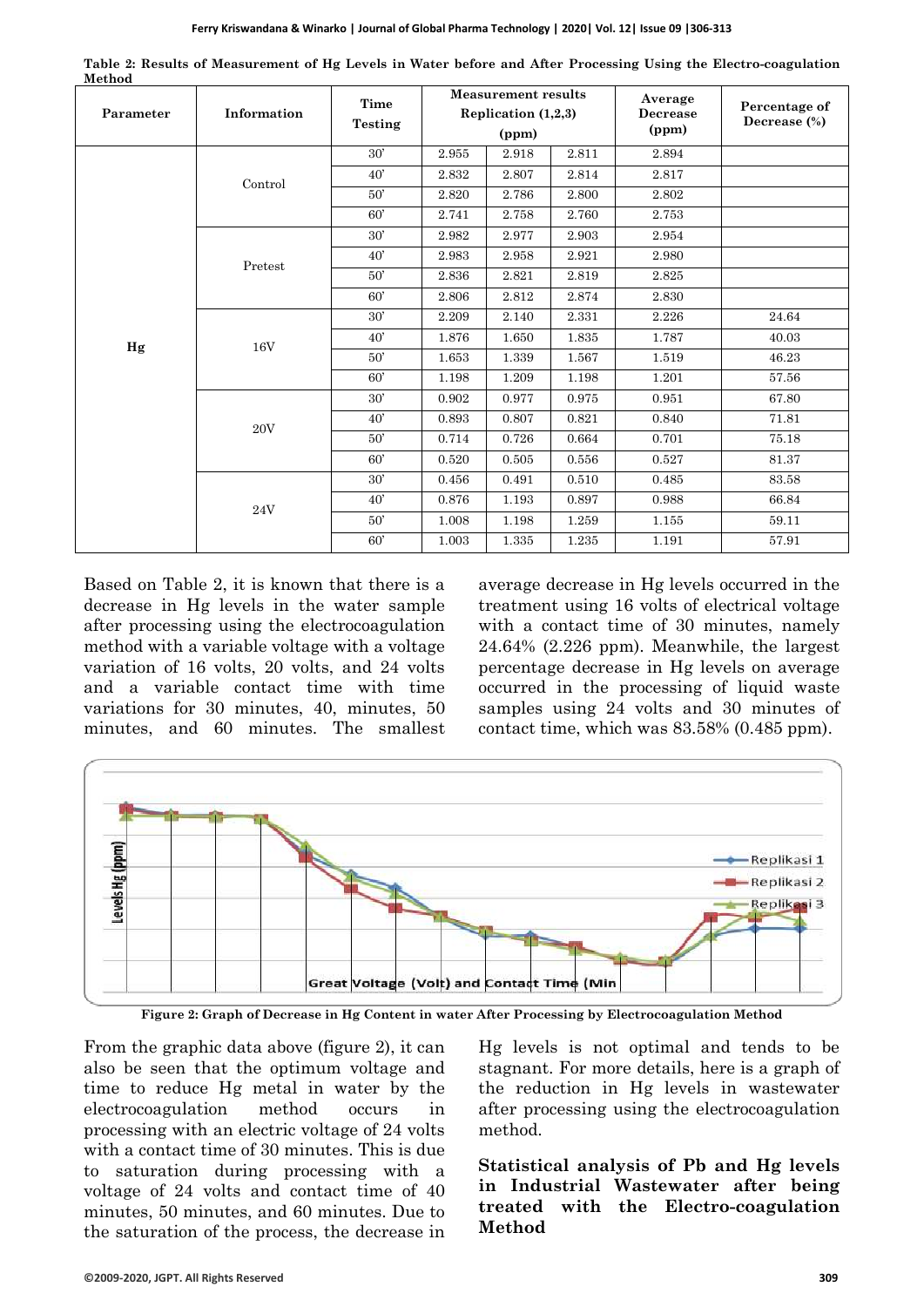**Table 2: Results of Measurement of Hg Levels in Water before and After Processing Using the Electro-coagulation Method**

| Parameter | Information | Time Testing | Measurement results Replication (1,2,3) (ppm) | | | Average Decrease (ppm) | Percentage of Decrease (%) |
|---|---|---|---|---|---|---|---|
| Hg | Control | 30' | 2.955 | 2.918 | 2.811 | 2.894 | |
| | | 40' | 2.832 | 2.807 | 2.814 | 2.817 | |
| | | 50' | 2.820 | 2.786 | 2.800 | 2.802 | |
| | | 60' | 2.741 | 2.758 | 2.760 | 2.753 | |
| | Pretest | 30' | 2.982 | 2.977 | 2.903 | 2.954 | |
| | | 40' | 2.983 | 2.958 | 2.921 | 2.980 | |
| | | 50' | 2.836 | 2.821 | 2.819 | 2.825 | |
| | | 60' | 2.806 | 2.812 | 2.874 | 2.830 | |
| | 16V | 30' | 2.209 | 2.140 | 2.331 | 2.226 | 24.64 |
| | | 40' | 1.876 | 1.650 | 1.835 | 1.787 | 40.03 |
| | | 50' | 1.653 | 1.339 | 1.567 | 1.519 | 46.23 |
| | | 60' | 1.198 | 1.209 | 1.198 | 1.201 | 57.56 |
| | 20V | 30' | 0.902 | 0.977 | 0.975 | 0.951 | 67.80 |
| | | 40' | 0.893 | 0.807 | 0.821 | 0.840 | 71.81 |
| | | 50' | 0.714 | 0.726 | 0.664 | 0.701 | 75.18 |
| | | 60' | 0.520 | 0.505 | 0.556 | 0.527 | 81.37 |
| | 24V | 30' | 0.456 | 0.491 | 0.510 | 0.485 | 83.58 |
| | | 40' | 0.876 | 1.193 | 0.897 | 0.988 | 66.84 |
| | | 50' | 1.008 | 1.198 | 1.259 | 1.155 | 59.11 |
| | | 60' | 1.003 | 1.335 | 1.235 | 1.191 | 57.91 |

Based on Table 2, it is known that there is a decrease in Hg levels in the water sample after processing using the electrocoagulation method with a variable voltage with a voltage variation of 16 volts, 20 volts, and 24 volts and a variable contact time with time variations for 30 minutes, 40, minutes, 50 minutes, and 60 minutes. The smallest average decrease in Hg levels occurred in the treatment using 16 volts of electrical voltage with a contact time of 30 minutes, namely 24.64% (2.226 ppm). Meanwhile, the largest percentage decrease in Hg levels on average occurred in the processing of liquid waste samples using 24 volts and 30 minutes of contact time, which was 83.58% (0.485 ppm).

**Figure 2: Graph of Decrease in Hg Content in water After Processing by Electrocoagulation Method**

From the graphic data above (figure 2), it can also be seen that the optimum voltage and time to reduce Hg metal in water by the electrocoagulation method occurs in processing with an electric voltage of 24 volts with a contact time of 30 minutes. This is due to saturation during processing with a voltage of 24 volts and contact time of 40 minutes, 50 minutes, and 60 minutes. Due to the saturation of the process, the decrease in Hg levels is not optimal and tends to be stagnant. For more details, here is a graph of the reduction in Hg levels in wastewater after processing using the electrocoagulation method.

**Statistical analysis of Pb and Hg levels in Industrial Wastewater after being treated with the Electro-coagulation Method**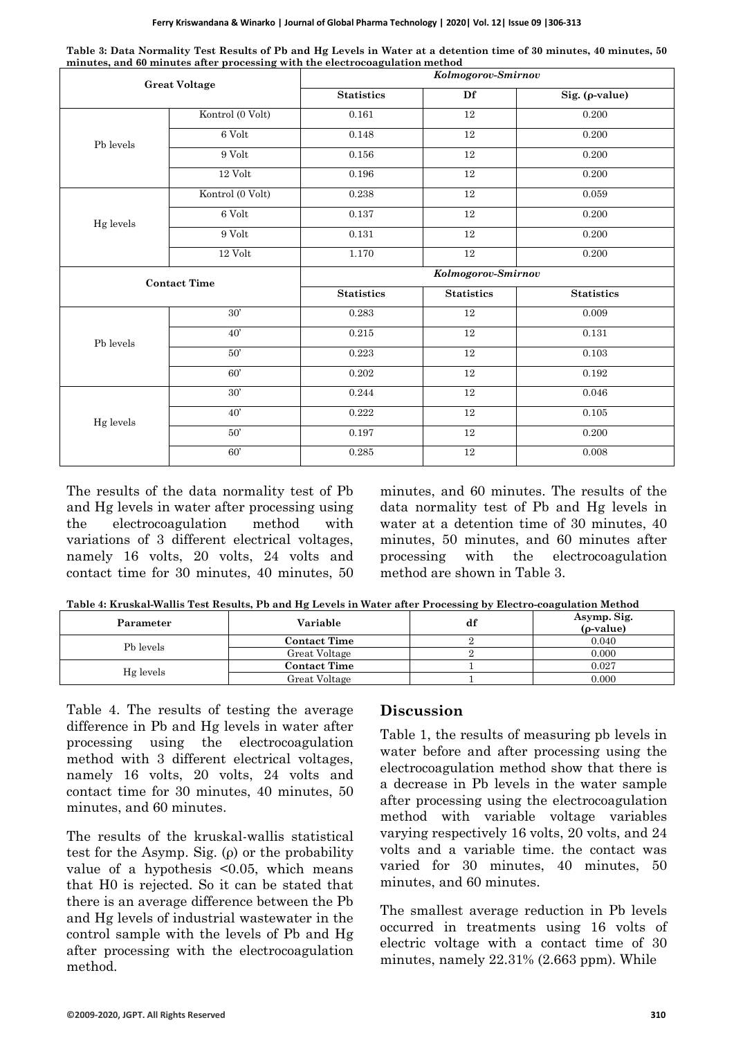**Table 3: Data Normality Test Results of Pb and Hg Levels in Water at a detention time of 30 minutes, 40 minutes, 50 minutes, and 60 minutes after processing with the electrocoagulation method**

| Great Voltage | | *Kolmogorov-Smirnov* | | |
|---|---|---|---|---|
| | | **Statistics** | **Df** | **Sig. (ρ-value)** |
| Pb levels | Kontrol (0 Volt) | 0.161 | 12 | 0.200 |
| | 6 Volt | 0.148 | 12 | 0.200 |
| | 9 Volt | 0.156 | 12 | 0.200 |
| | 12 Volt | 0.196 | 12 | 0.200 |
| Hg levels | Kontrol (0 Volt) | 0.238 | 12 | 0.059 |
| | 6 Volt | 0.137 | 12 | 0.200 |
| | 9 Volt | 0.131 | 12 | 0.200 |
| | 12 Volt | 1.170 | 12 | 0.200 |
| **Contact Time** | | *Kolmogorov-Smirnov* | | |
| | | **Statistics** | **Statistics** | **Statistics** |
| Pb levels | 30' | 0.283 | 12 | 0.009 |
| | 40' | 0.215 | 12 | 0.131 |
| | 50' | 0.223 | 12 | 0.103 |
| | 60' | 0.202 | 12 | 0.192 |
| Hg levels | 30' | 0.244 | 12 | 0.046 |
| | 40' | 0.222 | 12 | 0.105 |
| | 50' | 0.197 | 12 | 0.200 |
| | 60' | 0.285 | 12 | 0.008 |

The results of the data normality test of Pb and Hg levels in water after processing using the electrocoagulation method with variations of 3 different electrical voltages, namely 16 volts, 20 volts, 24 volts and contact time for 30 minutes, 40 minutes, 50 minutes, and 60 minutes. The results of the data normality test of Pb and Hg levels in water at a detention time of 30 minutes, 40 minutes, 50 minutes, and 60 minutes after processing with the electrocoagulation method are shown in Table 3.

**Table 4: Kruskal-Wallis Test Results, Pb and Hg Levels in Water after Processing by Electro-coagulation Method**

| Parameter | Variable | df | Asymp. Sig. (ρ-value) |
|---|---|---|---|
| Pb levels | **Contact Time** | 2 | 0.040 |
| | Great Voltage | 2 | 0.000 |
| Hg levels | **Contact Time** | 1 | 0.027 |
| | Great Voltage | 1 | 0.000 |

Table 4. The results of testing the average difference in Pb and Hg levels in water after processing using the electrocoagulation method with 3 different electrical voltages, namely 16 volts, 20 volts, 24 volts and contact time for 30 minutes, 40 minutes, 50 minutes, and 60 minutes.

The results of the kruskal-wallis statistical test for the Asymp. Sig. (ρ) or the probability value of a hypothesis <0.05, which means that H0 is rejected. So it can be stated that there is an average difference between the Pb and Hg levels of industrial wastewater in the control sample with the levels of Pb and Hg after processing with the electrocoagulation method.

## Discussion

Table 1, the results of measuring pb levels in water before and after processing using the electrocoagulation method show that there is a decrease in Pb levels in the water sample after processing using the electrocoagulation method with variable voltage variables varying respectively 16 volts, 20 volts, and 24 volts and a variable time. the contact was varied for 30 minutes, 40 minutes, 50 minutes, and 60 minutes.

The smallest average reduction in Pb levels occurred in treatments using 16 volts of electric voltage with a contact time of 30 minutes, namely 22.31% (2.663 ppm). While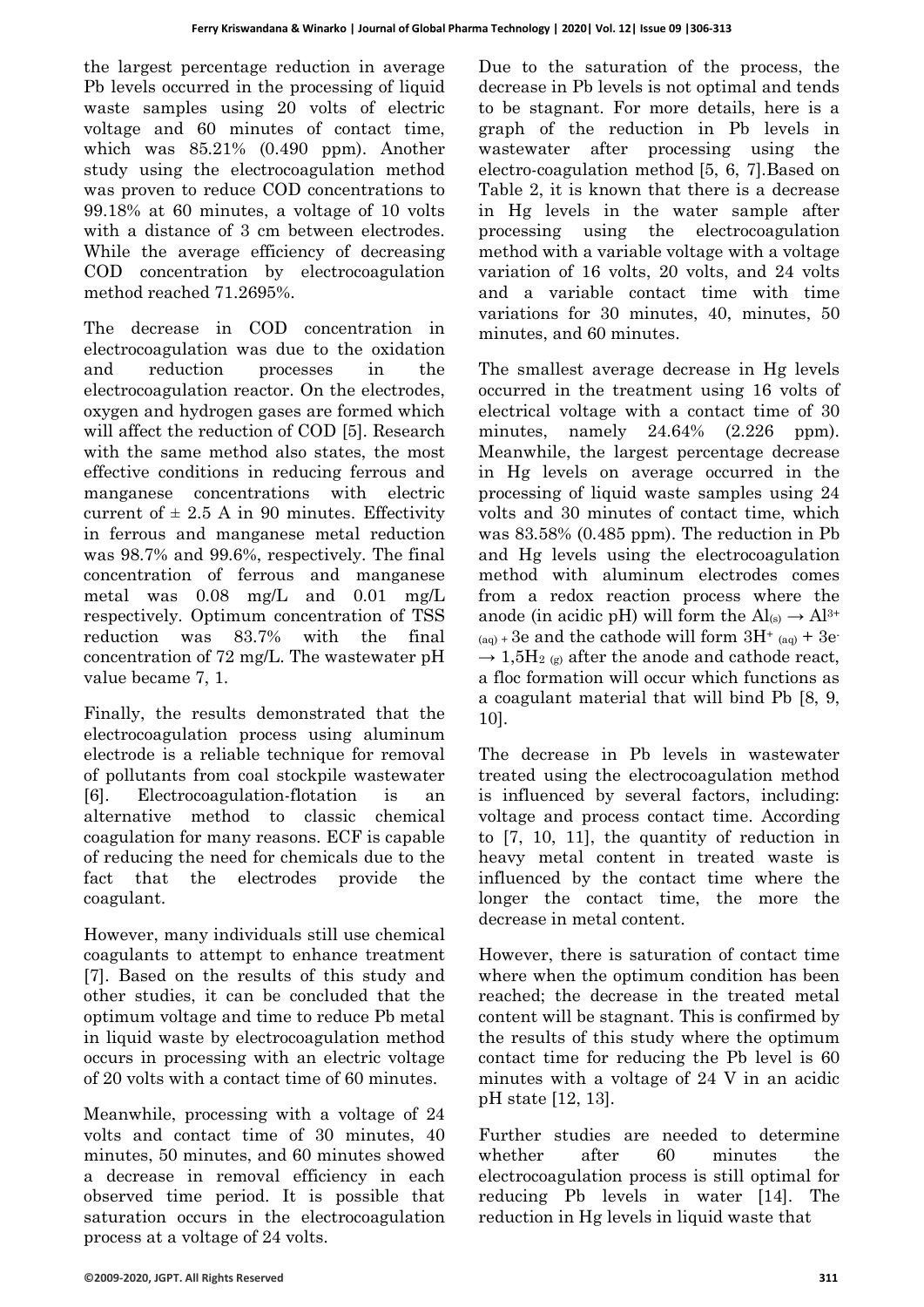the largest percentage reduction in average Pb levels occurred in the processing of liquid waste samples using 20 volts of electric voltage and 60 minutes of contact time, which was 85.21% (0.490 ppm). Another study using the electrocoagulation method was proven to reduce COD concentrations to 99.18% at 60 minutes, a voltage of 10 volts with a distance of 3 cm between electrodes. While the average efficiency of decreasing COD concentration by electrocoagulation method reached 71.2695%.

The decrease in COD concentration in electrocoagulation was due to the oxidation and reduction processes in the electrocoagulation reactor. On the electrodes, oxygen and hydrogen gases are formed which will affect the reduction of COD [5]. Research with the same method also states, the most effective conditions in reducing ferrous and manganese concentrations with electric current of ± 2.5 A in 90 minutes. Effectivity in ferrous and manganese metal reduction was 98.7% and 99.6%, respectively. The final concentration of ferrous and manganese metal was 0.08 mg/L and 0.01 mg/L respectively. Optimum concentration of TSS reduction was 83.7% with the final concentration of 72 mg/L. The wastewater pH value became 7, 1.

Finally, the results demonstrated that the electrocoagulation process using aluminum electrode is a reliable technique for removal of pollutants from coal stockpile wastewater [6]. Electrocoagulation-flotation is an alternative method to classic chemical coagulation for many reasons. ECF is capable of reducing the need for chemicals due to the fact that the electrodes provide the coagulant.

However, many individuals still use chemical coagulants to attempt to enhance treatment [7]. Based on the results of this study and other studies, it can be concluded that the optimum voltage and time to reduce Pb metal in liquid waste by electrocoagulation method occurs in processing with an electric voltage of 20 volts with a contact time of 60 minutes.

Meanwhile, processing with a voltage of 24 volts and contact time of 30 minutes, 40 minutes, 50 minutes, and 60 minutes showed a decrease in removal efficiency in each observed time period. It is possible that saturation occurs in the electrocoagulation process at a voltage of 24 volts.

Due to the saturation of the process, the decrease in Pb levels is not optimal and tends to be stagnant. For more details, here is a graph of the reduction in Pb levels in wastewater after processing using the electro-coagulation method [5, 6, 7].Based on Table 2, it is known that there is a decrease in Hg levels in the water sample after processing using the electrocoagulation method with a variable voltage with a voltage variation of 16 volts, 20 volts, and 24 volts and a variable contact time with time variations for 30 minutes, 40, minutes, 50 minutes, and 60 minutes.

The smallest average decrease in Hg levels occurred in the treatment using 16 volts of electrical voltage with a contact time of 30 minutes, namely 24.64% (2.226 ppm). Meanwhile, the largest percentage decrease in Hg levels on average occurred in the processing of liquid waste samples using 24 volts and 30 minutes of contact time, which was 83.58% (0.485 ppm). The reduction in Pb and Hg levels using the electrocoagulation method with aluminum electrodes comes from a redox reaction process where the anode (in acidic pH) will form the $Al_{(s)} \rightarrow Al^{3+}{}_{(aq)} + 3e$ and the cathode will form $3H^{+}{}_{(aq)} + 3e^{-} \rightarrow 1{,}5H_{2\ (g)}$ after the anode and cathode react, a floc formation will occur which functions as a coagulant material that will bind Pb [8, 9, 10].

The decrease in Pb levels in wastewater treated using the electrocoagulation method is influenced by several factors, including: voltage and process contact time. According to [7, 10, 11], the quantity of reduction in heavy metal content in treated waste is influenced by the contact time where the longer the contact time, the more the decrease in metal content.

However, there is saturation of contact time where when the optimum condition has been reached; the decrease in the treated metal content will be stagnant. This is confirmed by the results of this study where the optimum contact time for reducing the Pb level is 60 minutes with a voltage of 24 V in an acidic pH state [12, 13].

Further studies are needed to determine whether after 60 minutes the electrocoagulation process is still optimal for reducing Pb levels in water [14]. The reduction in Hg levels in liquid waste that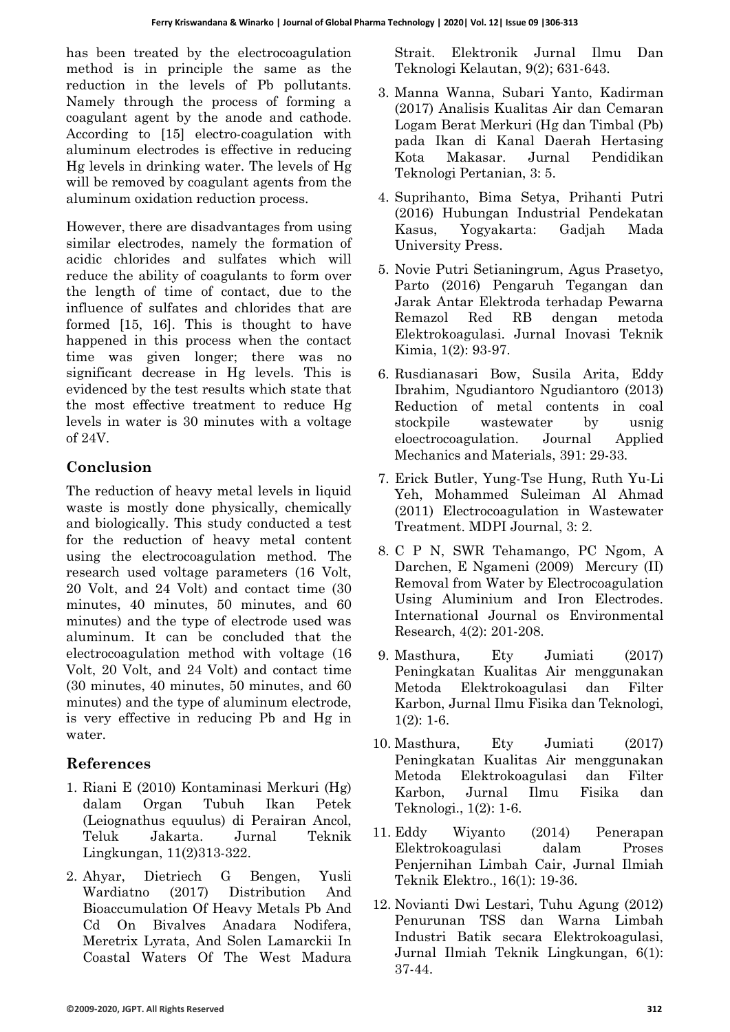has been treated by the electrocoagulation method is in principle the same as the reduction in the levels of Pb pollutants. Namely through the process of forming a coagulant agent by the anode and cathode. According to [15] electro-coagulation with aluminum electrodes is effective in reducing Hg levels in drinking water. The levels of Hg will be removed by coagulant agents from the aluminum oxidation reduction process.

However, there are disadvantages from using similar electrodes, namely the formation of acidic chlorides and sulfates which will reduce the ability of coagulants to form over the length of time of contact, due to the influence of sulfates and chlorides that are formed [15, 16]. This is thought to have happened in this process when the contact time was given longer; there was no significant decrease in Hg levels. This is evidenced by the test results which state that the most effective treatment to reduce Hg levels in water is 30 minutes with a voltage of 24V.

## Conclusion

The reduction of heavy metal levels in liquid waste is mostly done physically, chemically and biologically. This study conducted a test for the reduction of heavy metal content using the electrocoagulation method. The research used voltage parameters (16 Volt, 20 Volt, and 24 Volt) and contact time (30 minutes, 40 minutes, 50 minutes, and 60 minutes) and the type of electrode used was aluminum. It can be concluded that the electrocoagulation method with voltage (16 Volt, 20 Volt, and 24 Volt) and contact time (30 minutes, 40 minutes, 50 minutes, and 60 minutes) and the type of aluminum electrode, is very effective in reducing Pb and Hg in water.

## References

1. Riani E (2010) Kontaminasi Merkuri (Hg) dalam Organ Tubuh Ikan Petek (Leiognathus equulus) di Perairan Ancol, Teluk Jakarta. Jurnal Teknik Lingkungan, 11(2)313-322.
2. Ahyar, Dietriech G Bengen, Yusli Wardiatno (2017) Distribution And Bioaccumulation Of Heavy Metals Pb And Cd On Bivalves Anadara Nodifera, Meretrix Lyrata, And Solen Lamarckii In Coastal Waters Of The West Madura Strait. Elektronik Jurnal Ilmu Dan Teknologi Kelautan, 9(2); 631-643.
3. Manna Wanna, Subari Yanto, Kadirman (2017) Analisis Kualitas Air dan Cemaran Logam Berat Merkuri (Hg dan Timbal (Pb) pada Ikan di Kanal Daerah Hertasing Kota Makasar. Jurnal Pendidikan Teknologi Pertanian, 3: 5.
4. Suprihanto, Bima Setya, Prihanti Putri (2016) Hubungan Industrial Pendekatan Kasus, Yogyakarta: Gadjah Mada University Press.
5. Novie Putri Setianingrum, Agus Prasetyo, Parto (2016) Pengaruh Tegangan dan Jarak Antar Elektroda terhadap Pewarna Remazol Red RB dengan metoda Elektrokoagulasi. Jurnal Inovasi Teknik Kimia, 1(2): 93-97.
6. Rusdianasari Bow, Susila Arita, Eddy Ibrahim, Ngudiantoro Ngudiantoro (2013) Reduction of metal contents in coal stockpile wastewater by usnig eloectrocoagulation. Journal Applied Mechanics and Materials, 391: 29-33.
7. Erick Butler, Yung-Tse Hung, Ruth Yu-Li Yeh, Mohammed Suleiman Al Ahmad (2011) Electrocoagulation in Wastewater Treatment. MDPI Journal, 3: 2.
8. C P N, SWR Tehamango, PC Ngom, A Darchen, E Ngameni (2009) Mercury (II) Removal from Water by Electrocoagulation Using Aluminium and Iron Electrodes. International Journal os Environmental Research, 4(2): 201-208.
9. Masthura, Ety Jumiati (2017) Peningkatan Kualitas Air menggunakan Metoda Elektrokoagulasi dan Filter Karbon, Jurnal Ilmu Fisika dan Teknologi, 1(2): 1-6.
10. Masthura, Ety Jumiati (2017) Peningkatan Kualitas Air menggunakan Metoda Elektrokoagulasi dan Filter Karbon, Jurnal Ilmu Fisika dan Teknologi., 1(2): 1-6.
11. Eddy Wiyanto (2014) Penerapan Elektrokoagulasi dalam Proses Penjernihan Limbah Cair, Jurnal Ilmiah Teknik Elektro., 16(1): 19-36.
12. Novianti Dwi Lestari, Tuhu Agung (2012) Penurunan TSS dan Warna Limbah Industri Batik secara Elektrokoagulasi, Jurnal Ilmiah Teknik Lingkungan, 6(1): 37-44.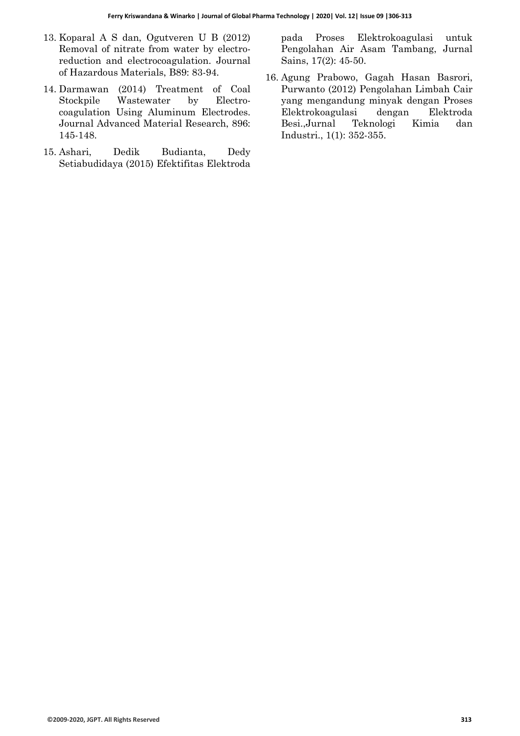13. Koparal A S dan, Ogutveren U B (2012) Removal of nitrate from water by electro-reduction and electrocoagulation. Journal of Hazardous Materials, B89: 83-94.
14. Darmawan (2014) Treatment of Coal Stockpile Wastewater by Electro-coagulation Using Aluminum Electrodes. Journal Advanced Material Research, 896: 145-148.
15. Ashari, Dedik Budianta, Dedy Setiabudidaya (2015) Efektifitas Elektroda pada Proses Elektrokoagulasi untuk Pengolahan Air Asam Tambang, Jurnal Sains, 17(2): 45-50.
16. Agung Prabowo, Gagah Hasan Basrori, Purwanto (2012) Pengolahan Limbah Cair yang mengandung minyak dengan Proses Elektrokoagulasi dengan Elektroda Besi.,Jurnal Teknologi Kimia dan Industri., 1(1): 352-355.